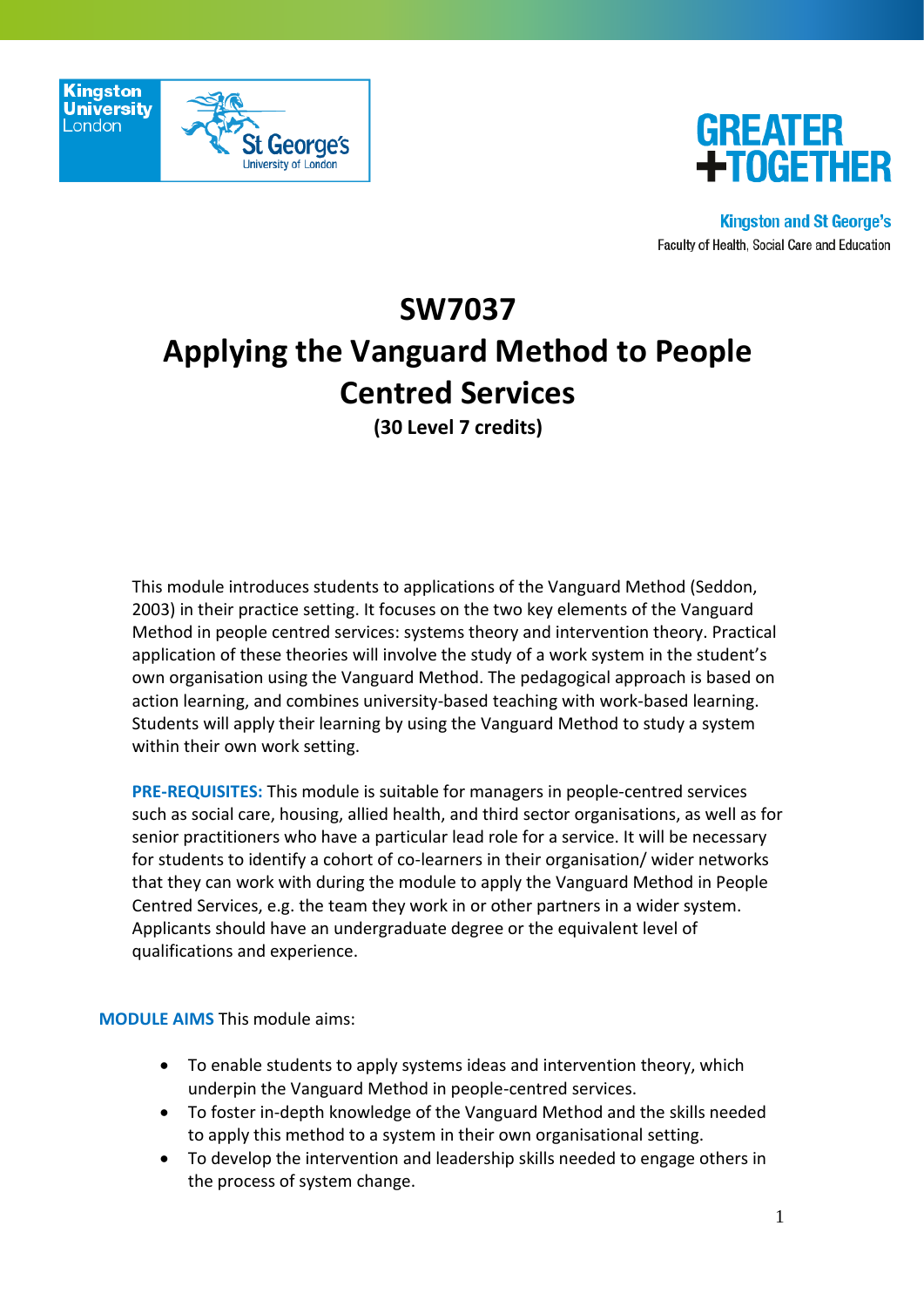Kingston University London | St George's University of London

**GREATER +TOGETHER**

**Kingston and St George's**
Faculty of Health, Social Care and Education

# SW7037

# Applying the Vanguard Method to People Centred Services

**(30 Level 7 credits)**

This module introduces students to applications of the Vanguard Method (Seddon, 2003) in their practice setting. It focuses on the two key elements of the Vanguard Method in people centred services: systems theory and intervention theory. Practical application of these theories will involve the study of a work system in the student's own organisation using the Vanguard Method. The pedagogical approach is based on action learning, and combines university-based teaching with work-based learning. Students will apply their learning by using the Vanguard Method to study a system within their own work setting.

**PRE-REQUISITES:** This module is suitable for managers in people-centred services such as social care, housing, allied health, and third sector organisations, as well as for senior practitioners who have a particular lead role for a service. It will be necessary for students to identify a cohort of co-learners in their organisation/ wider networks that they can work with during the module to apply the Vanguard Method in People Centred Services, e.g. the team they work in or other partners in a wider system. Applicants should have an undergraduate degree or the equivalent level of qualifications and experience.

**MODULE AIMS** This module aims:

- To enable students to apply systems ideas and intervention theory, which underpin the Vanguard Method in people-centred services.
- To foster in-depth knowledge of the Vanguard Method and the skills needed to apply this method to a system in their own organisational setting.
- To develop the intervention and leadership skills needed to engage others in the process of system change.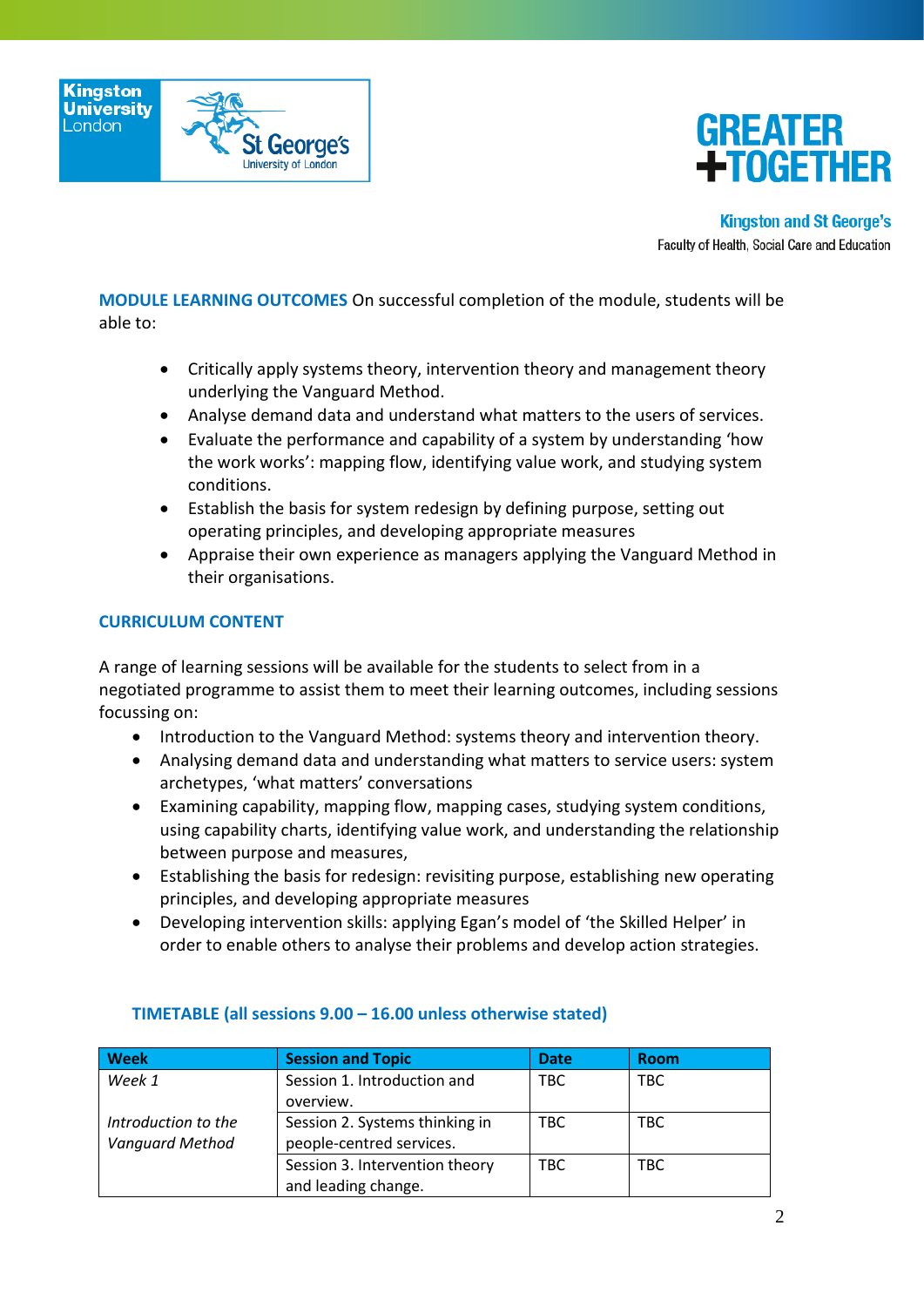**MODULE LEARNING OUTCOMES** On successful completion of the module, students will be able to:

- Critically apply systems theory, intervention theory and management theory underlying the Vanguard Method.
- Analyse demand data and understand what matters to the users of services.
- Evaluate the performance and capability of a system by understanding 'how the work works': mapping flow, identifying value work, and studying system conditions.
- Establish the basis for system redesign by defining purpose, setting out operating principles, and developing appropriate measures
- Appraise their own experience as managers applying the Vanguard Method in their organisations.

## CURRICULUM CONTENT

A range of learning sessions will be available for the students to select from in a negotiated programme to assist them to meet their learning outcomes, including sessions focussing on:

- Introduction to the Vanguard Method: systems theory and intervention theory.
- Analysing demand data and understanding what matters to service users: system archetypes, 'what matters' conversations
- Examining capability, mapping flow, mapping cases, studying system conditions, using capability charts, identifying value work, and understanding the relationship between purpose and measures,
- Establishing the basis for redesign: revisiting purpose, establishing new operating principles, and developing appropriate measures
- Developing intervention skills: applying Egan's model of 'the Skilled Helper' in order to enable others to analyse their problems and develop action strategies.

## TIMETABLE (all sessions 9.00 – 16.00 unless otherwise stated)

| Week | Session and Topic | Date | Room |
|---|---|---|---|
| *Week 1* | Session 1. Introduction and overview. | TBC | TBC |
| *Introduction to the Vanguard Method* | Session 2. Systems thinking in people-centred services. | TBC | TBC |
| | Session 3. Intervention theory and leading change. | TBC | TBC |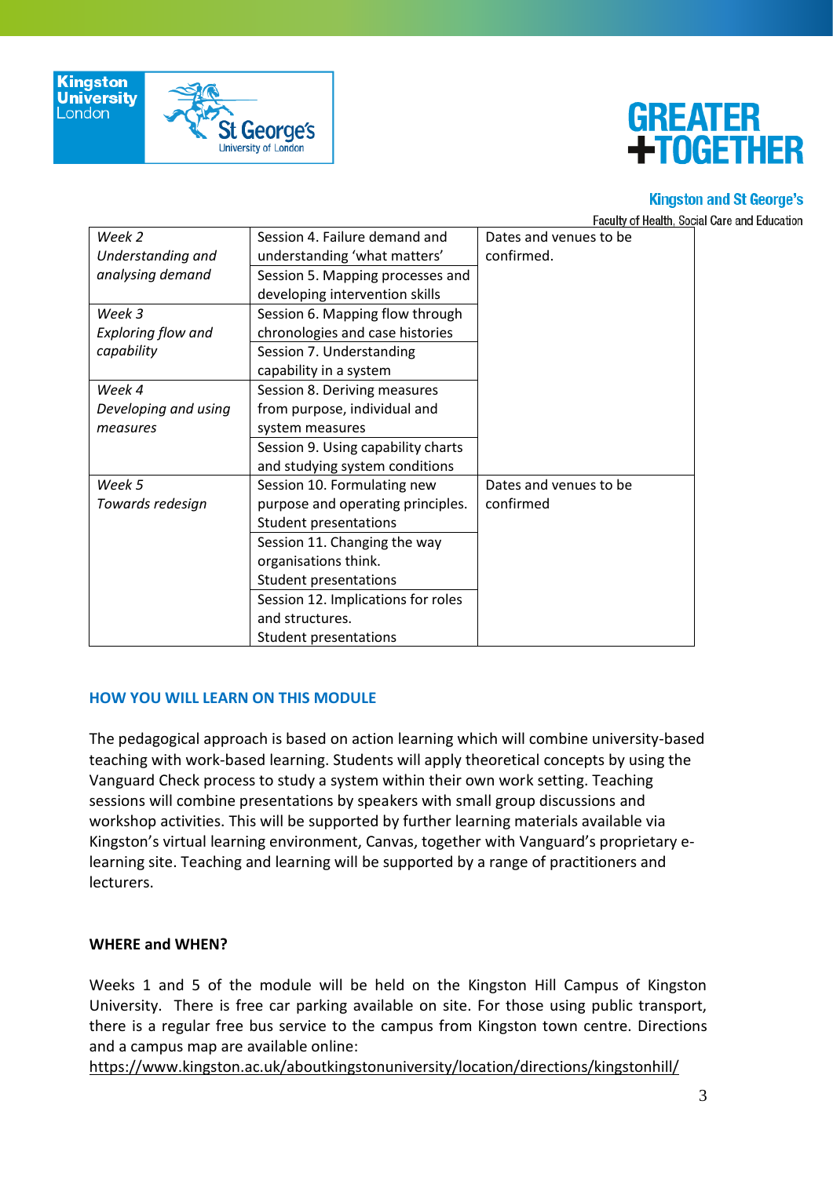| | | |
|---|---|---|
| *Week 2 Understanding and analysing demand* | Session 4. Failure demand and understanding 'what matters' | Dates and venues to be confirmed. |
| | Session 5. Mapping processes and developing intervention skills | |
| *Week 3 Exploring flow and capability* | Session 6. Mapping flow through chronologies and case histories | |
| | Session 7. Understanding capability in a system | |
| *Week 4 Developing and using measures* | Session 8. Deriving measures from purpose, individual and system measures | |
| | Session 9. Using capability charts and studying system conditions | |
| *Week 5 Towards redesign* | Session 10. Formulating new purpose and operating principles. Student presentations | Dates and venues to be confirmed |
| | Session 11. Changing the way organisations think. Student presentations | |
| | Session 12. Implications for roles and structures. Student presentations | |

## HOW YOU WILL LEARN ON THIS MODULE

The pedagogical approach is based on action learning which will combine university-based teaching with work-based learning. Students will apply theoretical concepts by using the Vanguard Check process to study a system within their own work setting. Teaching sessions will combine presentations by speakers with small group discussions and workshop activities. This will be supported by further learning materials available via Kingston's virtual learning environment, Canvas, together with Vanguard's proprietary e-learning site. Teaching and learning will be supported by a range of practitioners and lecturers.

**WHERE and WHEN?**

Weeks 1 and 5 of the module will be held on the Kingston Hill Campus of Kingston University. There is free car parking available on site. For those using public transport, there is a regular free bus service to the campus from Kingston town centre. Directions and a campus map are available online:
https://www.kingston.ac.uk/aboutkingstonuniversity/location/directions/kingstonhill/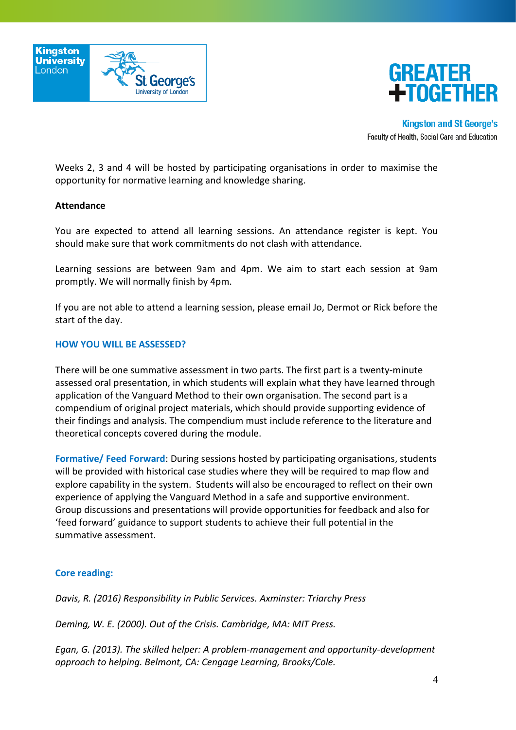Weeks 2, 3 and 4 will be hosted by participating organisations in order to maximise the opportunity for normative learning and knowledge sharing.

**Attendance**

You are expected to attend all learning sessions. An attendance register is kept. You should make sure that work commitments do not clash with attendance.

Learning sessions are between 9am and 4pm. We aim to start each session at 9am promptly. We will normally finish by 4pm.

If you are not able to attend a learning session, please email Jo, Dermot or Rick before the start of the day.

## HOW YOU WILL BE ASSESSED?

There will be one summative assessment in two parts. The first part is a twenty-minute assessed oral presentation, in which students will explain what they have learned through application of the Vanguard Method to their own organisation. The second part is a compendium of original project materials, which should provide supporting evidence of their findings and analysis. The compendium must include reference to the literature and theoretical concepts covered during the module.

**Formative/ Feed Forward**: During sessions hosted by participating organisations, students will be provided with historical case studies where they will be required to map flow and explore capability in the system. Students will also be encouraged to reflect on their own experience of applying the Vanguard Method in a safe and supportive environment. Group discussions and presentations will provide opportunities for feedback and also for 'feed forward' guidance to support students to achieve their full potential in the summative assessment.

**Core reading:**

*Davis, R. (2016) Responsibility in Public Services. Axminster: Triarchy Press*

*Deming, W. E. (2000). Out of the Crisis. Cambridge, MA: MIT Press.*

*Egan, G. (2013). The skilled helper: A problem-management and opportunity-development approach to helping. Belmont, CA: Cengage Learning, Brooks/Cole.*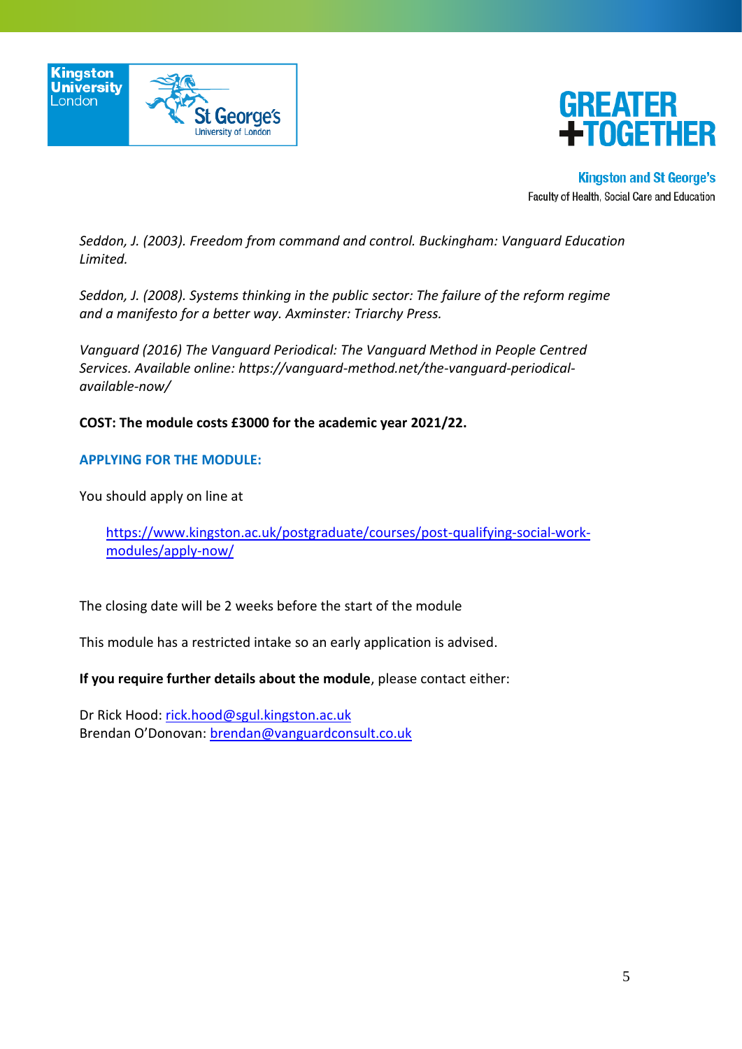*Seddon, J. (2003). Freedom from command and control. Buckingham: Vanguard Education Limited.*

*Seddon, J. (2008). Systems thinking in the public sector: The failure of the reform regime and a manifesto for a better way. Axminster: Triarchy Press.*

*Vanguard (2016) The Vanguard Periodical: The Vanguard Method in People Centred Services. Available online: https://vanguard-method.net/the-vanguard-periodical-available-now/*

**COST: The module costs £3000 for the academic year 2021/22.**

**APPLYING FOR THE MODULE:**

You should apply on line at

https://www.kingston.ac.uk/postgraduate/courses/post-qualifying-social-work-modules/apply-now/

The closing date will be 2 weeks before the start of the module

This module has a restricted intake so an early application is advised.

**If you require further details about the module**, please contact either:

Dr Rick Hood: rick.hood@sgul.kingston.ac.uk
Brendan O'Donovan: brendan@vanguardconsult.co.uk